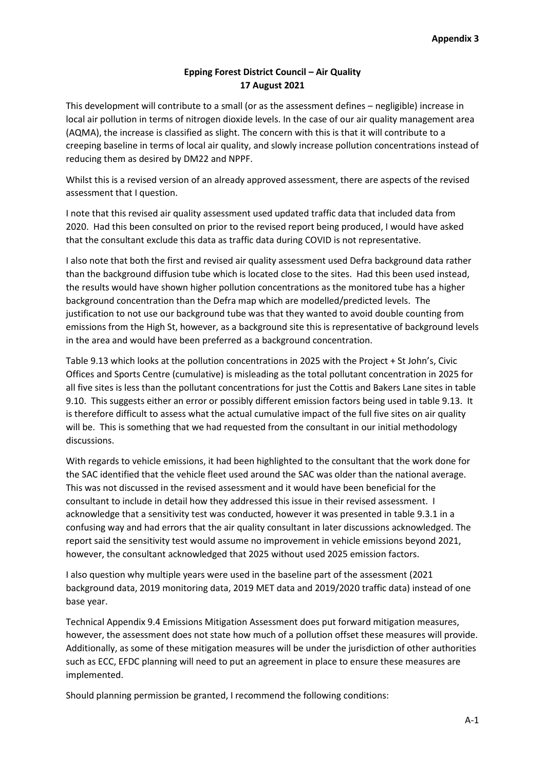**Appendix 3**

**Epping Forest District Council – Air Quality**
**17 August 2021**

This development will contribute to a small (or as the assessment defines – negligible) increase in local air pollution in terms of nitrogen dioxide levels. In the case of our air quality management area (AQMA), the increase is classified as slight. The concern with this is that it will contribute to a creeping baseline in terms of local air quality, and slowly increase pollution concentrations instead of reducing them as desired by DM22 and NPPF.

Whilst this is a revised version of an already approved assessment, there are aspects of the revised assessment that I question.

I note that this revised air quality assessment used updated traffic data that included data from 2020. Had this been consulted on prior to the revised report being produced, I would have asked that the consultant exclude this data as traffic data during COVID is not representative.

I also note that both the first and revised air quality assessment used Defra background data rather than the background diffusion tube which is located close to the sites. Had this been used instead, the results would have shown higher pollution concentrations as the monitored tube has a higher background concentration than the Defra map which are modelled/predicted levels. The justification to not use our background tube was that they wanted to avoid double counting from emissions from the High St, however, as a background site this is representative of background levels in the area and would have been preferred as a background concentration.

Table 9.13 which looks at the pollution concentrations in 2025 with the Project + St John's, Civic Offices and Sports Centre (cumulative) is misleading as the total pollutant concentration in 2025 for all five sites is less than the pollutant concentrations for just the Cottis and Bakers Lane sites in table 9.10. This suggests either an error or possibly different emission factors being used in table 9.13. It is therefore difficult to assess what the actual cumulative impact of the full five sites on air quality will be. This is something that we had requested from the consultant in our initial methodology discussions.

With regards to vehicle emissions, it had been highlighted to the consultant that the work done for the SAC identified that the vehicle fleet used around the SAC was older than the national average. This was not discussed in the revised assessment and it would have been beneficial for the consultant to include in detail how they addressed this issue in their revised assessment. I acknowledge that a sensitivity test was conducted, however it was presented in table 9.3.1 in a confusing way and had errors that the air quality consultant in later discussions acknowledged. The report said the sensitivity test would assume no improvement in vehicle emissions beyond 2021, however, the consultant acknowledged that 2025 without used 2025 emission factors.

I also question why multiple years were used in the baseline part of the assessment (2021 background data, 2019 monitoring data, 2019 MET data and 2019/2020 traffic data) instead of one base year.

Technical Appendix 9.4 Emissions Mitigation Assessment does put forward mitigation measures, however, the assessment does not state how much of a pollution offset these measures will provide. Additionally, as some of these mitigation measures will be under the jurisdiction of other authorities such as ECC, EFDC planning will need to put an agreement in place to ensure these measures are implemented.

Should planning permission be granted, I recommend the following conditions: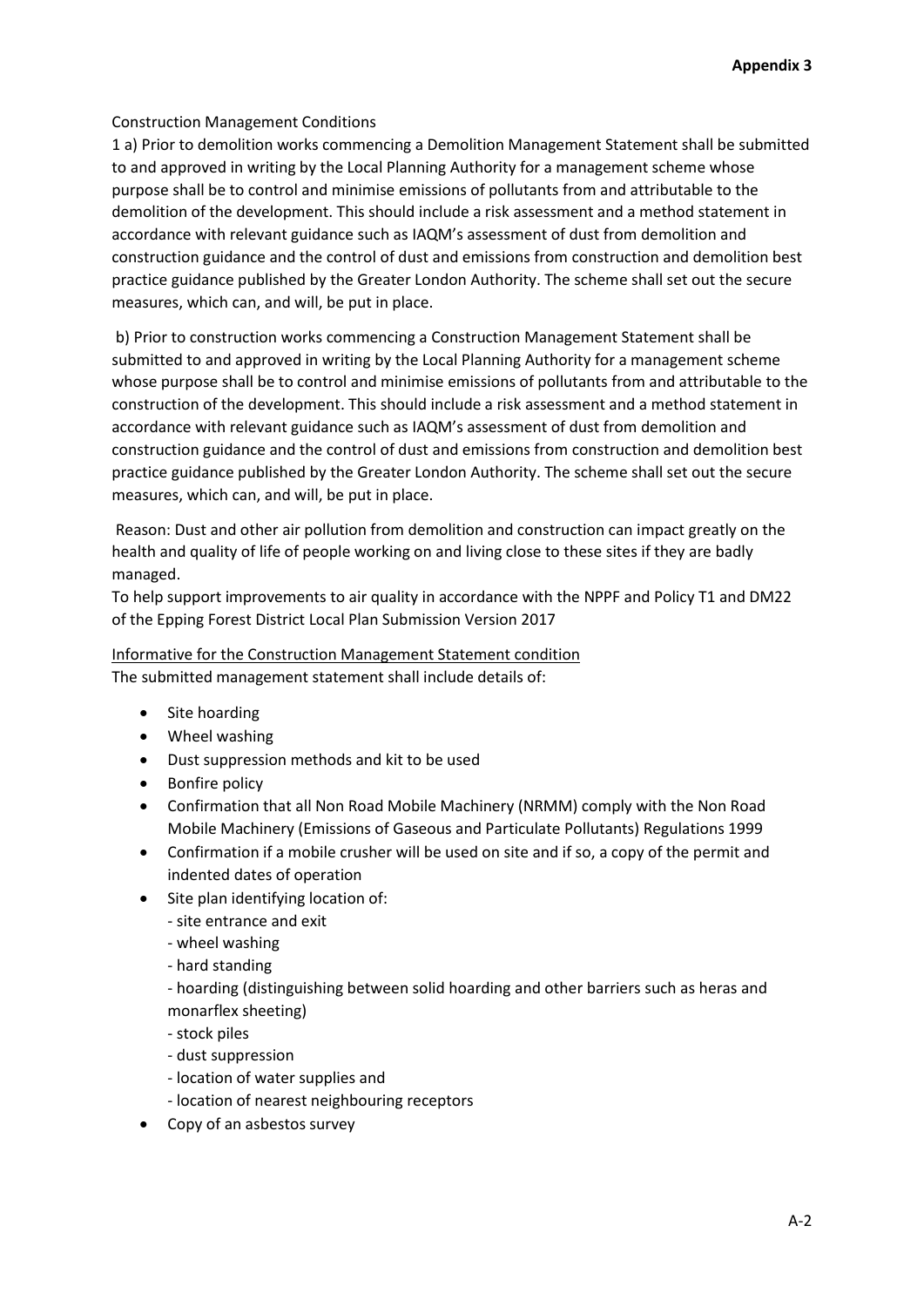**Appendix 3**

Construction Management Conditions

1 a) Prior to demolition works commencing a Demolition Management Statement shall be submitted to and approved in writing by the Local Planning Authority for a management scheme whose purpose shall be to control and minimise emissions of pollutants from and attributable to the demolition of the development. This should include a risk assessment and a method statement in accordance with relevant guidance such as IAQM's assessment of dust from demolition and construction guidance and the control of dust and emissions from construction and demolition best practice guidance published by the Greater London Authority. The scheme shall set out the secure measures, which can, and will, be put in place.

b) Prior to construction works commencing a Construction Management Statement shall be submitted to and approved in writing by the Local Planning Authority for a management scheme whose purpose shall be to control and minimise emissions of pollutants from and attributable to the construction of the development. This should include a risk assessment and a method statement in accordance with relevant guidance such as IAQM's assessment of dust from demolition and construction guidance and the control of dust and emissions from construction and demolition best practice guidance published by the Greater London Authority. The scheme shall set out the secure measures, which can, and will, be put in place.

Reason: Dust and other air pollution from demolition and construction can impact greatly on the health and quality of life of people working on and living close to these sites if they are badly managed.

To help support improvements to air quality in accordance with the NPPF and Policy T1 and DM22 of the Epping Forest District Local Plan Submission Version 2017

Informative for the Construction Management Statement condition

The submitted management statement shall include details of:

- Site hoarding
- Wheel washing
- Dust suppression methods and kit to be used
- Bonfire policy
- Confirmation that all Non Road Mobile Machinery (NRMM) comply with the Non Road Mobile Machinery (Emissions of Gaseous and Particulate Pollutants) Regulations 1999
- Confirmation if a mobile crusher will be used on site and if so, a copy of the permit and indented dates of operation
- Site plan identifying location of:
  - site entrance and exit
  - wheel washing
  - hard standing
  - hoarding (distinguishing between solid hoarding and other barriers such as heras and monarflex sheeting)
  - stock piles
  - dust suppression
  - location of water supplies and
  - location of nearest neighbouring receptors
- Copy of an asbestos survey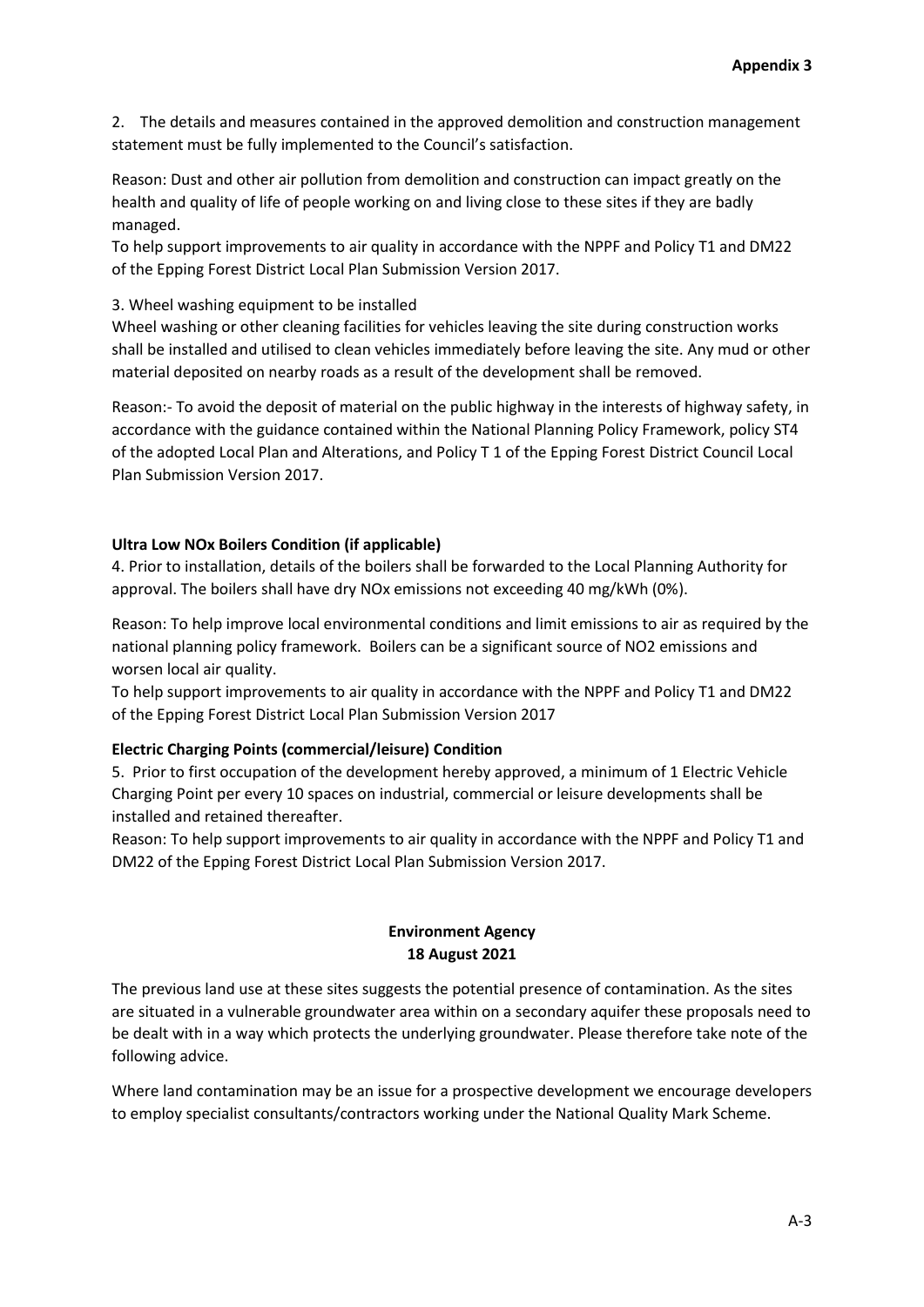**Appendix 3**

2. The details and measures contained in the approved demolition and construction management statement must be fully implemented to the Council's satisfaction.

Reason: Dust and other air pollution from demolition and construction can impact greatly on the health and quality of life of people working on and living close to these sites if they are badly managed.
To help support improvements to air quality in accordance with the NPPF and Policy T1 and DM22 of the Epping Forest District Local Plan Submission Version 2017.

3. Wheel washing equipment to be installed
Wheel washing or other cleaning facilities for vehicles leaving the site during construction works shall be installed and utilised to clean vehicles immediately before leaving the site. Any mud or other material deposited on nearby roads as a result of the development shall be removed.

Reason:- To avoid the deposit of material on the public highway in the interests of highway safety, in accordance with the guidance contained within the National Planning Policy Framework, policy ST4 of the adopted Local Plan and Alterations, and Policy T 1 of the Epping Forest District Council Local Plan Submission Version 2017.

**Ultra Low NOx Boilers Condition (if applicable)**

4. Prior to installation, details of the boilers shall be forwarded to the Local Planning Authority for approval. The boilers shall have dry NOx emissions not exceeding 40 mg/kWh (0%).

Reason: To help improve local environmental conditions and limit emissions to air as required by the national planning policy framework. Boilers can be a significant source of $NO_2$ emissions and worsen local air quality.
To help support improvements to air quality in accordance with the NPPF and Policy T1 and DM22 of the Epping Forest District Local Plan Submission Version 2017

**Electric Charging Points (commercial/leisure) Condition**

5. Prior to first occupation of the development hereby approved, a minimum of 1 Electric Vehicle Charging Point per every 10 spaces on industrial, commercial or leisure developments shall be installed and retained thereafter.
Reason: To help support improvements to air quality in accordance with the NPPF and Policy T1 and DM22 of the Epping Forest District Local Plan Submission Version 2017.

**Environment Agency**
**18 August 2021**

The previous land use at these sites suggests the potential presence of contamination. As the sites are situated in a vulnerable groundwater area within on a secondary aquifer these proposals need to be dealt with in a way which protects the underlying groundwater. Please therefore take note of the following advice.

Where land contamination may be an issue for a prospective development we encourage developers to employ specialist consultants/contractors working under the National Quality Mark Scheme.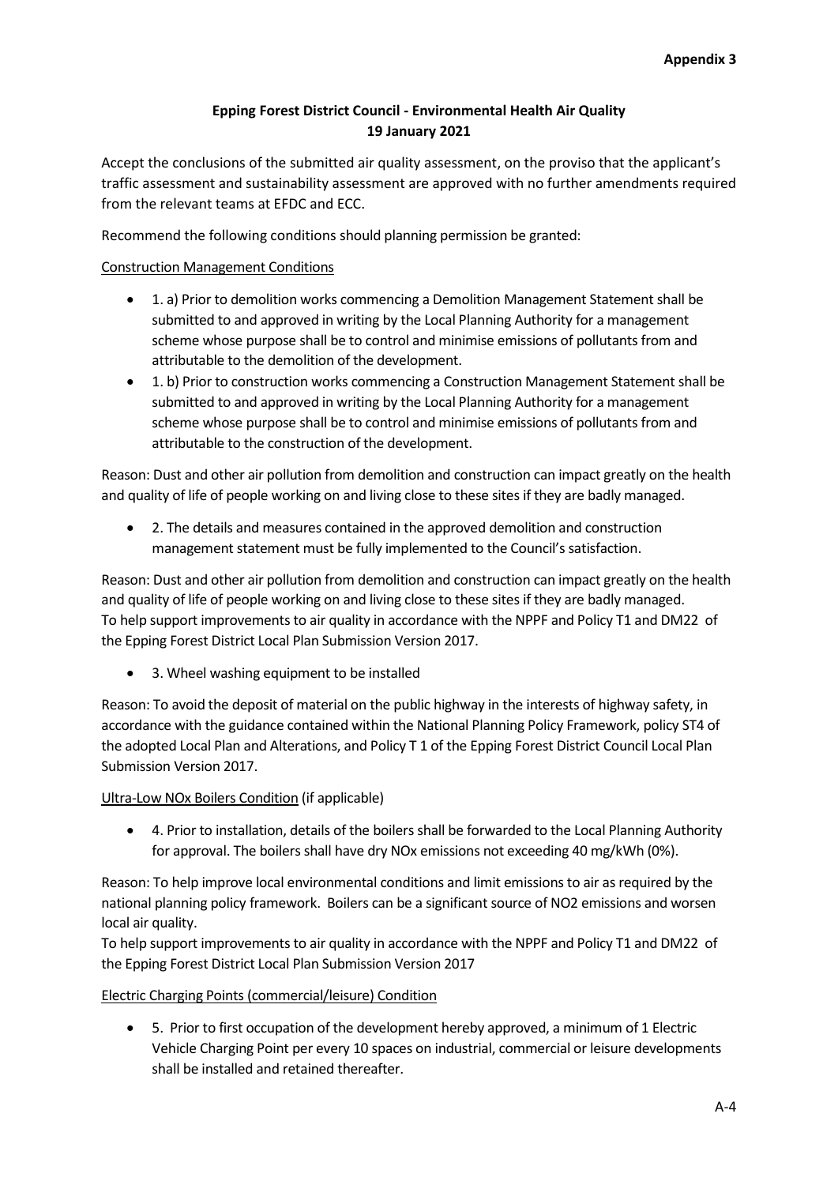**Appendix 3**

**Epping Forest District Council - Environmental Health Air Quality**
**19 January 2021**

Accept the conclusions of the submitted air quality assessment, on the proviso that the applicant's traffic assessment and sustainability assessment are approved with no further amendments required from the relevant teams at EFDC and ECC.

Recommend the following conditions should planning permission be granted:

Construction Management Conditions

- 1. a) Prior to demolition works commencing a Demolition Management Statement shall be submitted to and approved in writing by the Local Planning Authority for a management scheme whose purpose shall be to control and minimise emissions of pollutants from and attributable to the demolition of the development.
- 1. b) Prior to construction works commencing a Construction Management Statement shall be submitted to and approved in writing by the Local Planning Authority for a management scheme whose purpose shall be to control and minimise emissions of pollutants from and attributable to the construction of the development.

Reason: Dust and other air pollution from demolition and construction can impact greatly on the health and quality of life of people working on and living close to these sites if they are badly managed.

- 2. The details and measures contained in the approved demolition and construction management statement must be fully implemented to the Council's satisfaction.

Reason: Dust and other air pollution from demolition and construction can impact greatly on the health and quality of life of people working on and living close to these sites if they are badly managed.
To help support improvements to air quality in accordance with the NPPF and Policy T1 and DM22 of the Epping Forest District Local Plan Submission Version 2017.

- 3. Wheel washing equipment to be installed

Reason: To avoid the deposit of material on the public highway in the interests of highway safety, in accordance with the guidance contained within the National Planning Policy Framework, policy ST4 of the adopted Local Plan and Alterations, and Policy T 1 of the Epping Forest District Council Local Plan Submission Version 2017.

Ultra-Low NOx Boilers Condition (if applicable)

- 4. Prior to installation, details of the boilers shall be forwarded to the Local Planning Authority for approval. The boilers shall have dry NOx emissions not exceeding 40 mg/kWh (0%).

Reason: To help improve local environmental conditions and limit emissions to air as required by the national planning policy framework. Boilers can be a significant source of $NO_2$ emissions and worsen local air quality.
To help support improvements to air quality in accordance with the NPPF and Policy T1 and DM22 of the Epping Forest District Local Plan Submission Version 2017

Electric Charging Points (commercial/leisure) Condition

- 5. Prior to first occupation of the development hereby approved, a minimum of 1 Electric Vehicle Charging Point per every 10 spaces on industrial, commercial or leisure developments shall be installed and retained thereafter.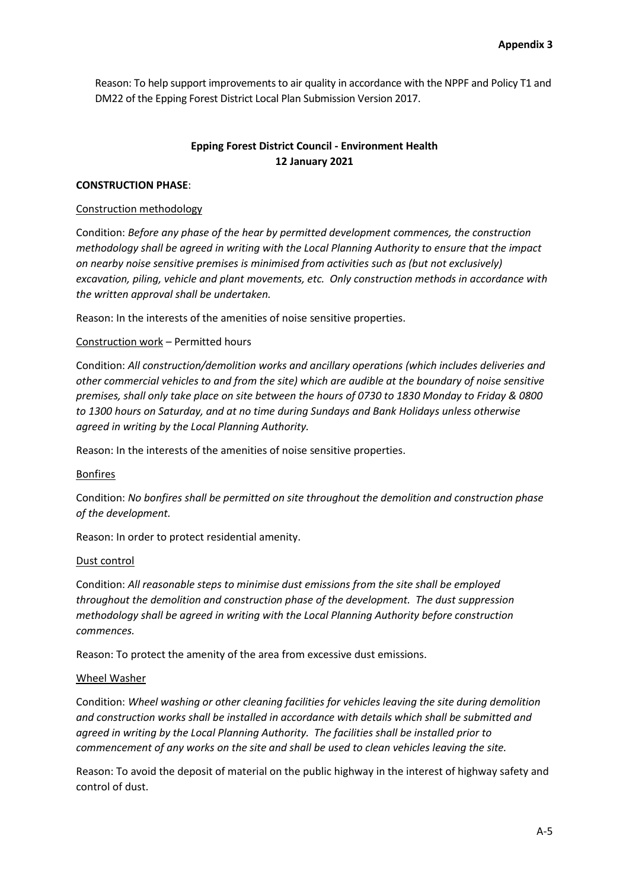Reason: To help support improvements to air quality in accordance with the NPPF and Policy T1 and DM22 of the Epping Forest District Local Plan Submission Version 2017.

**Epping Forest District Council - Environment Health**
**12 January 2021**

**CONSTRUCTION PHASE**:

Construction methodology

Condition: *Before any phase of the hear by permitted development commences, the construction methodology shall be agreed in writing with the Local Planning Authority to ensure that the impact on nearby noise sensitive premises is minimised from activities such as (but not exclusively) excavation, piling, vehicle and plant movements, etc. Only construction methods in accordance with the written approval shall be undertaken.*

Reason: In the interests of the amenities of noise sensitive properties.

Construction work – Permitted hours

Condition: *All construction/demolition works and ancillary operations (which includes deliveries and other commercial vehicles to and from the site) which are audible at the boundary of noise sensitive premises, shall only take place on site between the hours of 0730 to 1830 Monday to Friday & 0800 to 1300 hours on Saturday, and at no time during Sundays and Bank Holidays unless otherwise agreed in writing by the Local Planning Authority.*

Reason: In the interests of the amenities of noise sensitive properties.

Bonfires

Condition: *No bonfires shall be permitted on site throughout the demolition and construction phase of the development.*

Reason: In order to protect residential amenity.

Dust control

Condition: *All reasonable steps to minimise dust emissions from the site shall be employed throughout the demolition and construction phase of the development. The dust suppression methodology shall be agreed in writing with the Local Planning Authority before construction commences.*

Reason: To protect the amenity of the area from excessive dust emissions.

Wheel Washer

Condition: *Wheel washing or other cleaning facilities for vehicles leaving the site during demolition and construction works shall be installed in accordance with details which shall be submitted and agreed in writing by the Local Planning Authority. The facilities shall be installed prior to commencement of any works on the site and shall be used to clean vehicles leaving the site.*

Reason: To avoid the deposit of material on the public highway in the interest of highway safety and control of dust.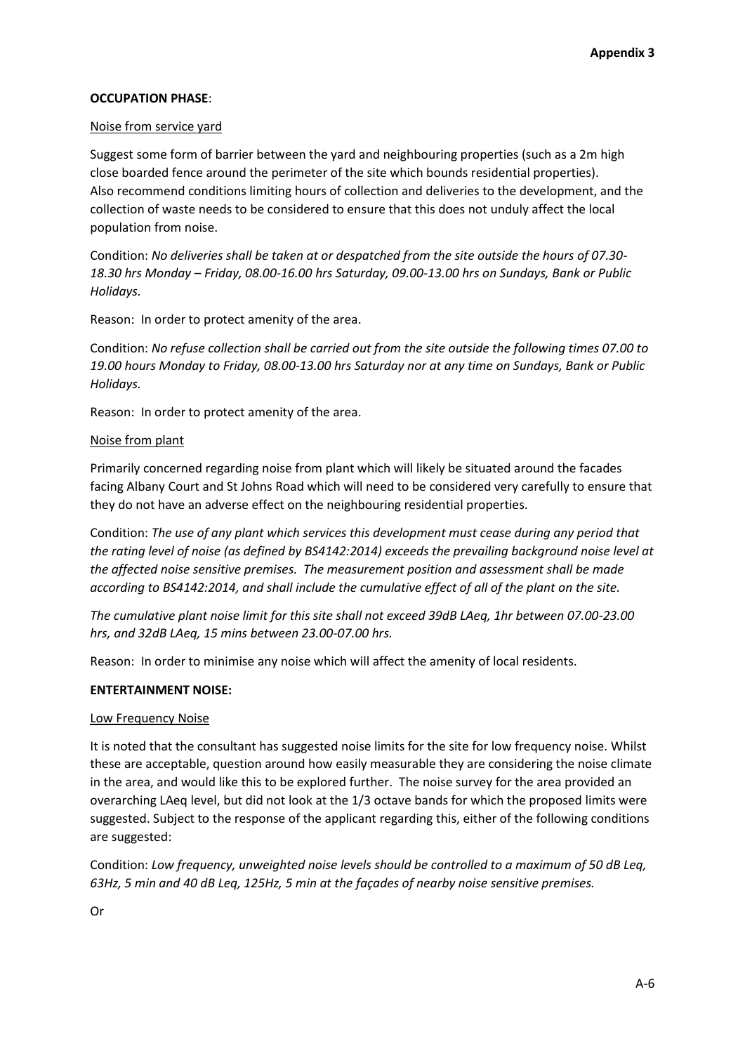**Appendix 3**

**OCCUPATION PHASE**:

Noise from service yard

Suggest some form of barrier between the yard and neighbouring properties (such as a 2m high close boarded fence around the perimeter of the site which bounds residential properties). Also recommend conditions limiting hours of collection and deliveries to the development, and the collection of waste needs to be considered to ensure that this does not unduly affect the local population from noise.

Condition: *No deliveries shall be taken at or despatched from the site outside the hours of 07.30-18.30 hrs Monday – Friday, 08.00-16.00 hrs Saturday, 09.00-13.00 hrs on Sundays, Bank or Public Holidays.*

Reason: In order to protect amenity of the area.

Condition: *No refuse collection shall be carried out from the site outside the following times 07.00 to 19.00 hours Monday to Friday, 08.00-13.00 hrs Saturday nor at any time on Sundays, Bank or Public Holidays.*

Reason: In order to protect amenity of the area.

Noise from plant

Primarily concerned regarding noise from plant which will likely be situated around the facades facing Albany Court and St Johns Road which will need to be considered very carefully to ensure that they do not have an adverse effect on the neighbouring residential properties.

Condition: *The use of any plant which services this development must cease during any period that the rating level of noise (as defined by BS4142:2014) exceeds the prevailing background noise level at the affected noise sensitive premises. The measurement position and assessment shall be made according to BS4142:2014, and shall include the cumulative effect of all of the plant on the site.*

*The cumulative plant noise limit for this site shall not exceed 39dB LAeq, 1hr between 07.00-23.00 hrs, and 32dB LAeq, 15 mins between 23.00-07.00 hrs.*

Reason: In order to minimise any noise which will affect the amenity of local residents.

**ENTERTAINMENT NOISE:**

Low Frequency Noise

It is noted that the consultant has suggested noise limits for the site for low frequency noise. Whilst these are acceptable, question around how easily measurable they are considering the noise climate in the area, and would like this to be explored further. The noise survey for the area provided an overarching LAeq level, but did not look at the 1/3 octave bands for which the proposed limits were suggested. Subject to the response of the applicant regarding this, either of the following conditions are suggested:

Condition: *Low frequency, unweighted noise levels should be controlled to a maximum of 50 dB Leq, 63Hz, 5 min and 40 dB Leq, 125Hz, 5 min at the façades of nearby noise sensitive premises.*

Or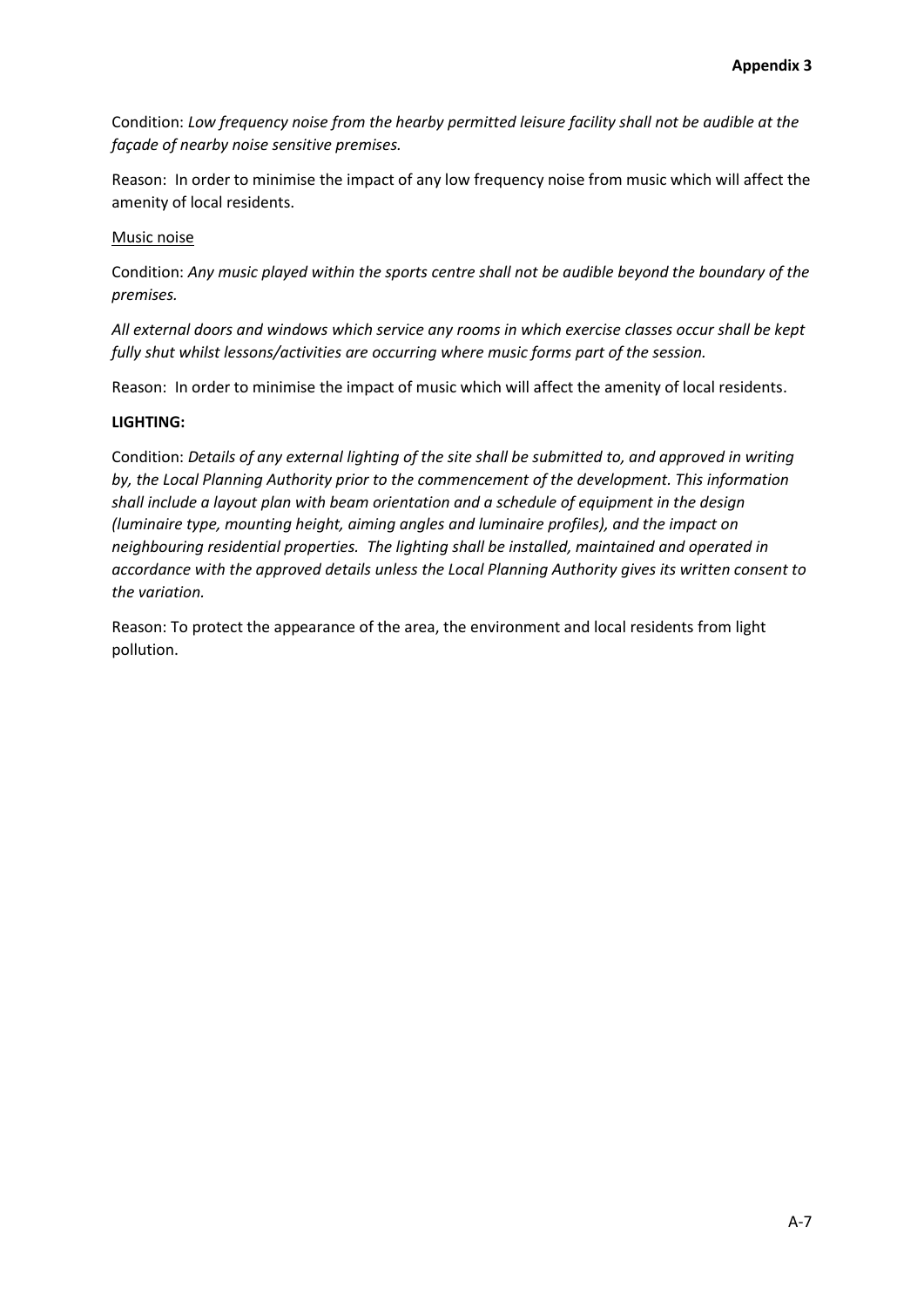Condition: *Low frequency noise from the hearby permitted leisure facility shall not be audible at the façade of nearby noise sensitive premises.*

Reason: In order to minimise the impact of any low frequency noise from music which will affect the amenity of local residents.

Music noise

Condition: *Any music played within the sports centre shall not be audible beyond the boundary of the premises.*

*All external doors and windows which service any rooms in which exercise classes occur shall be kept fully shut whilst lessons/activities are occurring where music forms part of the session.*

Reason: In order to minimise the impact of music which will affect the amenity of local residents.

**LIGHTING:**

Condition: *Details of any external lighting of the site shall be submitted to, and approved in writing by, the Local Planning Authority prior to the commencement of the development. This information shall include a layout plan with beam orientation and a schedule of equipment in the design (luminaire type, mounting height, aiming angles and luminaire profiles), and the impact on neighbouring residential properties. The lighting shall be installed, maintained and operated in accordance with the approved details unless the Local Planning Authority gives its written consent to the variation.*

Reason: To protect the appearance of the area, the environment and local residents from light pollution.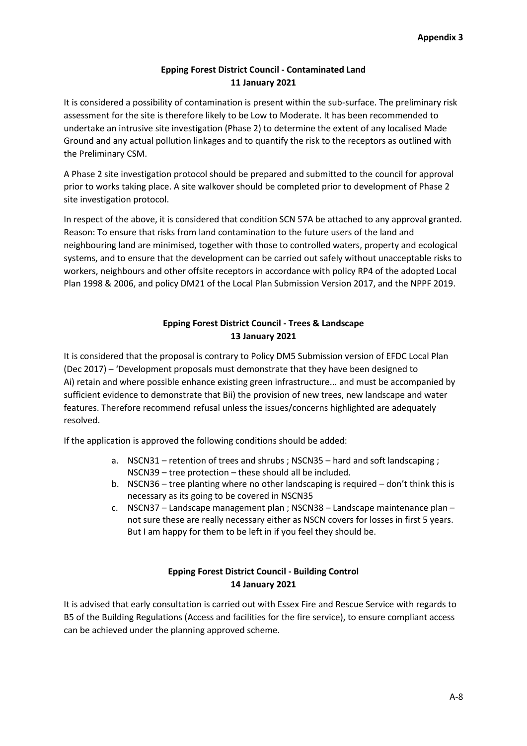**Appendix 3**

## Epping Forest District Council - Contaminated Land
**11 January 2021**

It is considered a possibility of contamination is present within the sub-surface. The preliminary risk assessment for the site is therefore likely to be Low to Moderate. It has been recommended to undertake an intrusive site investigation (Phase 2) to determine the extent of any localised Made Ground and any actual pollution linkages and to quantify the risk to the receptors as outlined with the Preliminary CSM.

A Phase 2 site investigation protocol should be prepared and submitted to the council for approval prior to works taking place. A site walkover should be completed prior to development of Phase 2 site investigation protocol.

In respect of the above, it is considered that condition SCN 57A be attached to any approval granted. Reason: To ensure that risks from land contamination to the future users of the land and neighbouring land are minimised, together with those to controlled waters, property and ecological systems, and to ensure that the development can be carried out safely without unacceptable risks to workers, neighbours and other offsite receptors in accordance with policy RP4 of the adopted Local Plan 1998 & 2006, and policy DM21 of the Local Plan Submission Version 2017, and the NPPF 2019.

## Epping Forest District Council - Trees & Landscape
**13 January 2021**

It is considered that the proposal is contrary to Policy DM5 Submission version of EFDC Local Plan (Dec 2017) – 'Development proposals must demonstrate that they have been designed to Ai) retain and where possible enhance existing green infrastructure... and must be accompanied by sufficient evidence to demonstrate that Bii) the provision of new trees, new landscape and water features. Therefore recommend refusal unless the issues/concerns highlighted are adequately resolved.

If the application is approved the following conditions should be added:

a. NSCN31 – retention of trees and shrubs ; NSCN35 – hard and soft landscaping ; NSCN39 – tree protection – these should all be included.
b. NSCN36 – tree planting where no other landscaping is required – don't think this is necessary as its going to be covered in NSCN35
c. NSCN37 – Landscape management plan ; NSCN38 – Landscape maintenance plan – not sure these are really necessary either as NSCN covers for losses in first 5 years. But I am happy for them to be left in if you feel they should be.

## Epping Forest District Council - Building Control
**14 January 2021**

It is advised that early consultation is carried out with Essex Fire and Rescue Service with regards to B5 of the Building Regulations (Access and facilities for the fire service), to ensure compliant access can be achieved under the planning approved scheme.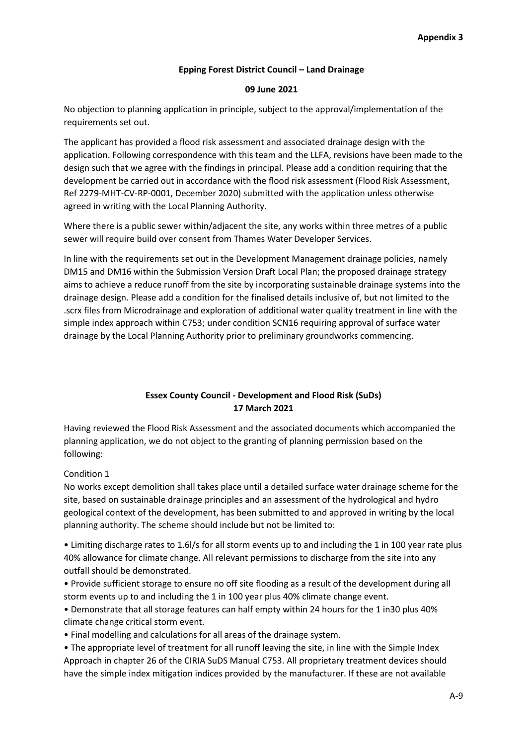**Appendix 3**

**Epping Forest District Council – Land Drainage**

**09 June 2021**

No objection to planning application in principle, subject to the approval/implementation of the requirements set out.

The applicant has provided a flood risk assessment and associated drainage design with the application. Following correspondence with this team and the LLFA, revisions have been made to the design such that we agree with the findings in principal. Please add a condition requiring that the development be carried out in accordance with the flood risk assessment (Flood Risk Assessment, Ref 2279-MHT-CV-RP-0001, December 2020) submitted with the application unless otherwise agreed in writing with the Local Planning Authority.

Where there is a public sewer within/adjacent the site, any works within three metres of a public sewer will require build over consent from Thames Water Developer Services.

In line with the requirements set out in the Development Management drainage policies, namely DM15 and DM16 within the Submission Version Draft Local Plan; the proposed drainage strategy aims to achieve a reduce runoff from the site by incorporating sustainable drainage systems into the drainage design. Please add a condition for the finalised details inclusive of, but not limited to the .scrx files from Microdrainage and exploration of additional water quality treatment in line with the simple index approach within C753; under condition SCN16 requiring approval of surface water drainage by the Local Planning Authority prior to preliminary groundworks commencing.

**Essex County Council - Development and Flood Risk (SuDs)**
**17 March 2021**

Having reviewed the Flood Risk Assessment and the associated documents which accompanied the planning application, we do not object to the granting of planning permission based on the following:

Condition 1

No works except demolition shall takes place until a detailed surface water drainage scheme for the site, based on sustainable drainage principles and an assessment of the hydrological and hydro geological context of the development, has been submitted to and approved in writing by the local planning authority. The scheme should include but not be limited to:

• Limiting discharge rates to 1.6l/s for all storm events up to and including the 1 in 100 year rate plus 40% allowance for climate change. All relevant permissions to discharge from the site into any outfall should be demonstrated.

• Provide sufficient storage to ensure no off site flooding as a result of the development during all storm events up to and including the 1 in 100 year plus 40% climate change event.

• Demonstrate that all storage features can half empty within 24 hours for the 1 in30 plus 40% climate change critical storm event.

• Final modelling and calculations for all areas of the drainage system.

• The appropriate level of treatment for all runoff leaving the site, in line with the Simple Index Approach in chapter 26 of the CIRIA SuDS Manual C753. All proprietary treatment devices should have the simple index mitigation indices provided by the manufacturer. If these are not available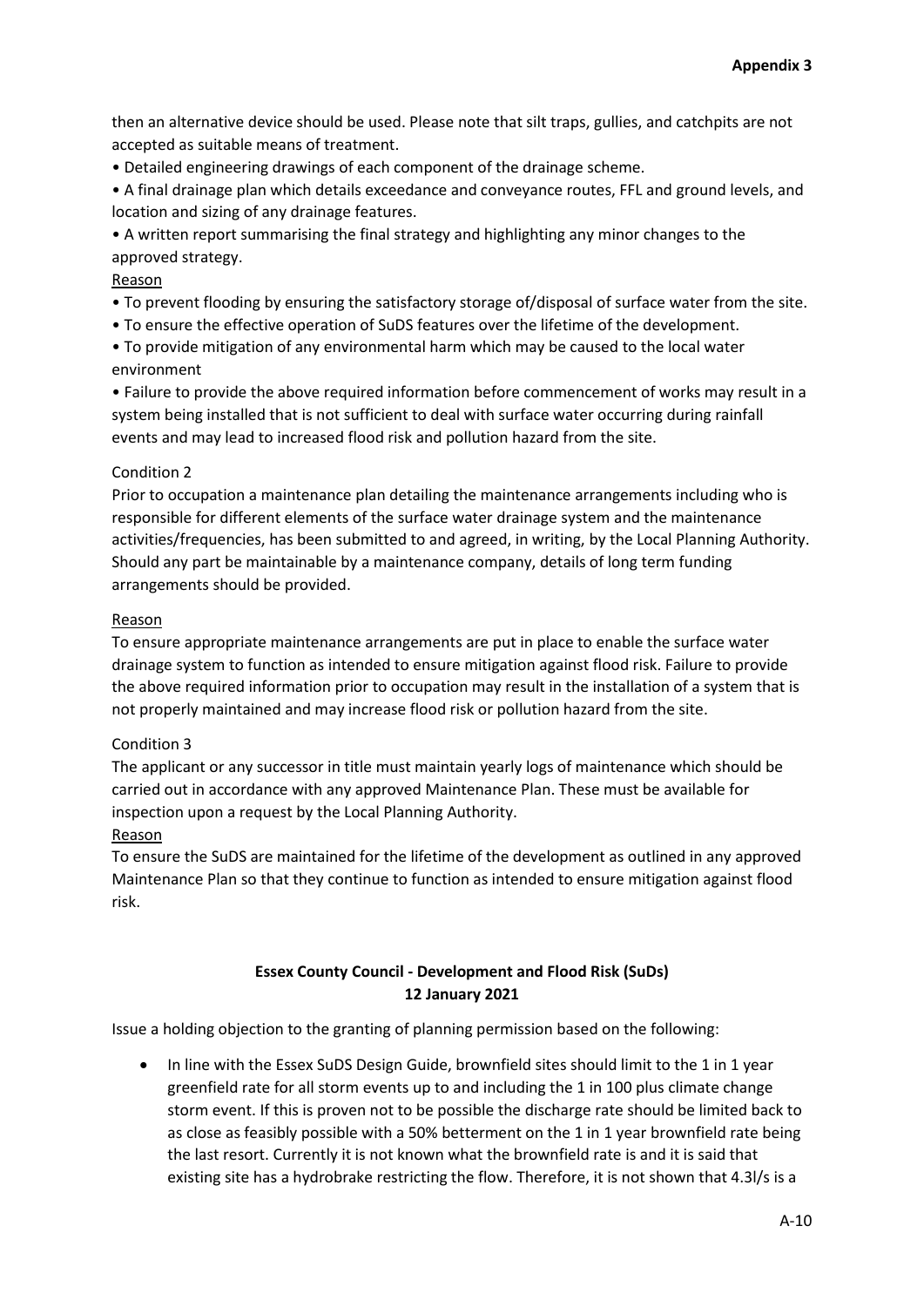then an alternative device should be used. Please note that silt traps, gullies, and catchpits are not accepted as suitable means of treatment.

- Detailed engineering drawings of each component of the drainage scheme.
- A final drainage plan which details exceedance and conveyance routes, FFL and ground levels, and location and sizing of any drainage features.
- A written report summarising the final strategy and highlighting any minor changes to the approved strategy.

Reason

- To prevent flooding by ensuring the satisfactory storage of/disposal of surface water from the site.
- To ensure the effective operation of SuDS features over the lifetime of the development.
- To provide mitigation of any environmental harm which may be caused to the local water environment
- Failure to provide the above required information before commencement of works may result in a system being installed that is not sufficient to deal with surface water occurring during rainfall events and may lead to increased flood risk and pollution hazard from the site.

Condition 2

Prior to occupation a maintenance plan detailing the maintenance arrangements including who is responsible for different elements of the surface water drainage system and the maintenance activities/frequencies, has been submitted to and agreed, in writing, by the Local Planning Authority. Should any part be maintainable by a maintenance company, details of long term funding arrangements should be provided.

Reason

To ensure appropriate maintenance arrangements are put in place to enable the surface water drainage system to function as intended to ensure mitigation against flood risk. Failure to provide the above required information prior to occupation may result in the installation of a system that is not properly maintained and may increase flood risk or pollution hazard from the site.

Condition 3

The applicant or any successor in title must maintain yearly logs of maintenance which should be carried out in accordance with any approved Maintenance Plan. These must be available for inspection upon a request by the Local Planning Authority.

Reason

To ensure the SuDS are maintained for the lifetime of the development as outlined in any approved Maintenance Plan so that they continue to function as intended to ensure mitigation against flood risk.

**Essex County Council - Development and Flood Risk (SuDs)**
**12 January 2021**

Issue a holding objection to the granting of planning permission based on the following:

- In line with the Essex SuDS Design Guide, brownfield sites should limit to the 1 in 1 year greenfield rate for all storm events up to and including the 1 in 100 plus climate change storm event. If this is proven not to be possible the discharge rate should be limited back to as close as feasibly possible with a 50% betterment on the 1 in 1 year brownfield rate being the last resort. Currently it is not known what the brownfield rate is and it is said that existing site has a hydrobrake restricting the flow. Therefore, it is not shown that 4.3l/s is a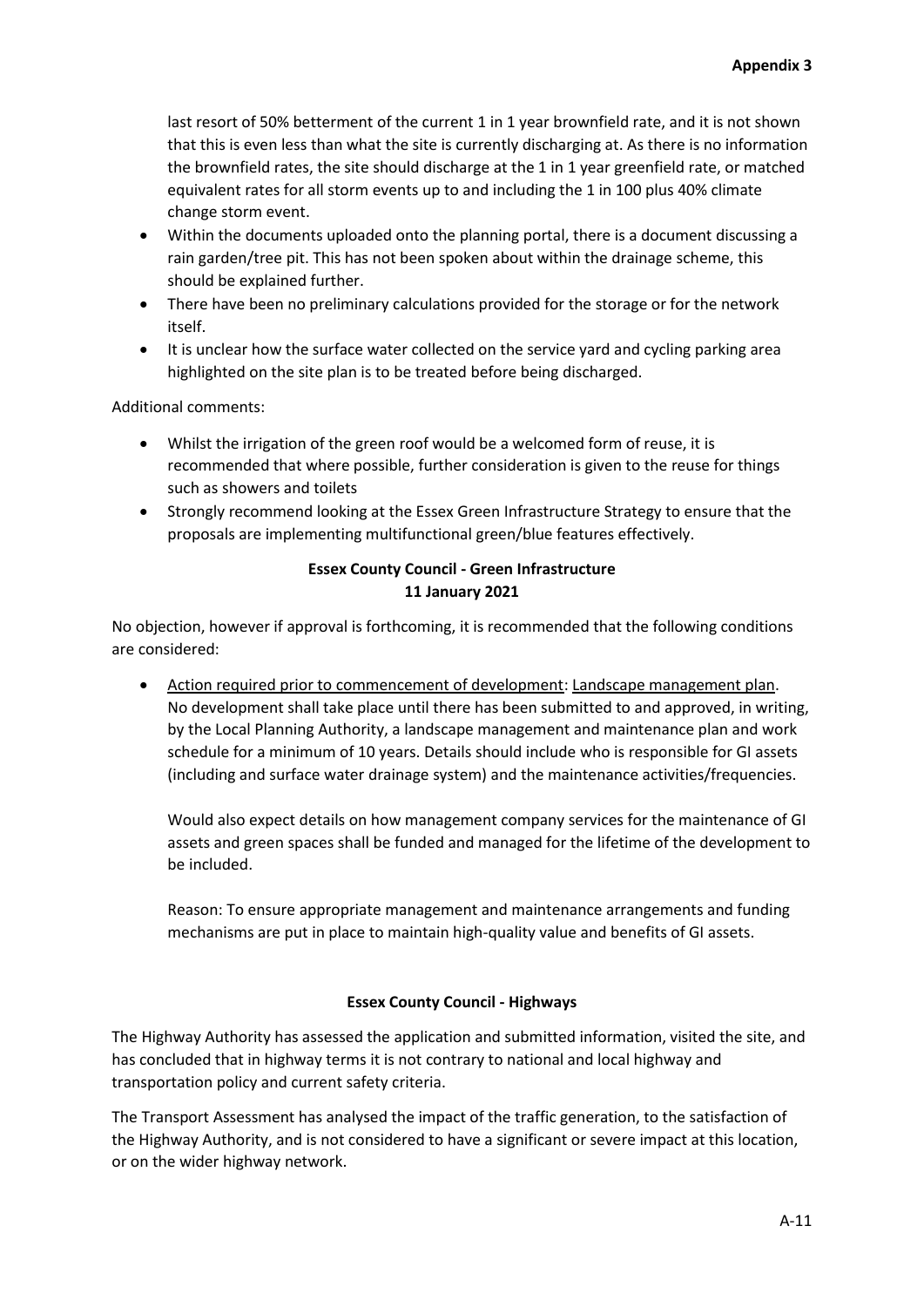last resort of 50% betterment of the current 1 in 1 year brownfield rate, and it is not shown that this is even less than what the site is currently discharging at. As there is no information the brownfield rates, the site should discharge at the 1 in 1 year greenfield rate, or matched equivalent rates for all storm events up to and including the 1 in 100 plus 40% climate change storm event.

- Within the documents uploaded onto the planning portal, there is a document discussing a rain garden/tree pit. This has not been spoken about within the drainage scheme, this should be explained further.
- There have been no preliminary calculations provided for the storage or for the network itself.
- It is unclear how the surface water collected on the service yard and cycling parking area highlighted on the site plan is to be treated before being discharged.

Additional comments:

- Whilst the irrigation of the green roof would be a welcomed form of reuse, it is recommended that where possible, further consideration is given to the reuse for things such as showers and toilets
- Strongly recommend looking at the Essex Green Infrastructure Strategy to ensure that the proposals are implementing multifunctional green/blue features effectively.

**Essex County Council - Green Infrastructure**
**11 January 2021**

No objection, however if approval is forthcoming, it is recommended that the following conditions are considered:

- Action required prior to commencement of development: Landscape management plan. No development shall take place until there has been submitted to and approved, in writing, by the Local Planning Authority, a landscape management and maintenance plan and work schedule for a minimum of 10 years. Details should include who is responsible for GI assets (including and surface water drainage system) and the maintenance activities/frequencies.

  Would also expect details on how management company services for the maintenance of GI assets and green spaces shall be funded and managed for the lifetime of the development to be included.

  Reason: To ensure appropriate management and maintenance arrangements and funding mechanisms are put in place to maintain high-quality value and benefits of GI assets.

**Essex County Council - Highways**

The Highway Authority has assessed the application and submitted information, visited the site, and has concluded that in highway terms it is not contrary to national and local highway and transportation policy and current safety criteria.

The Transport Assessment has analysed the impact of the traffic generation, to the satisfaction of the Highway Authority, and is not considered to have a significant or severe impact at this location, or on the wider highway network.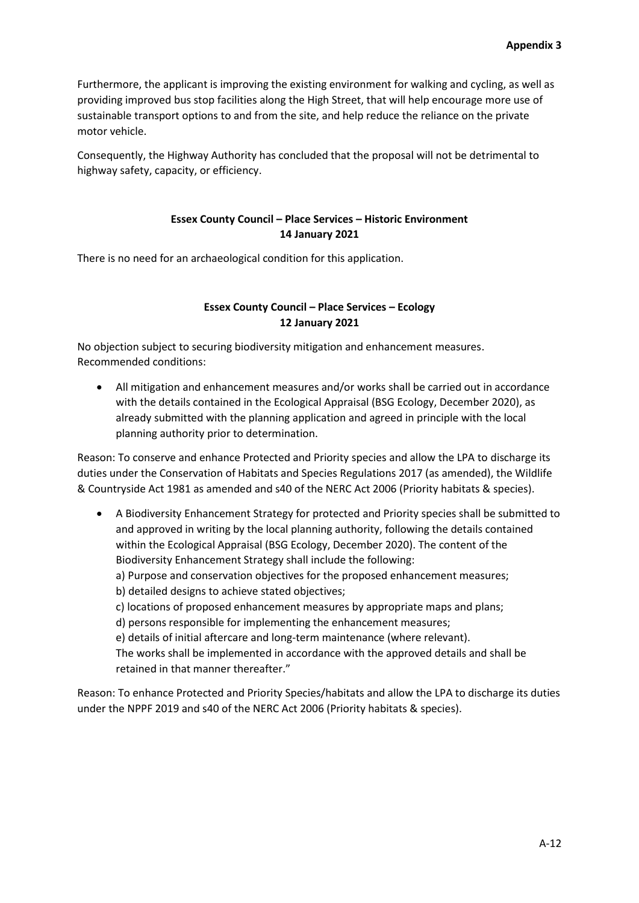Furthermore, the applicant is improving the existing environment for walking and cycling, as well as providing improved bus stop facilities along the High Street, that will help encourage more use of sustainable transport options to and from the site, and help reduce the reliance on the private motor vehicle.

Consequently, the Highway Authority has concluded that the proposal will not be detrimental to highway safety, capacity, or efficiency.

**Essex County Council – Place Services – Historic Environment**
**14 January 2021**

There is no need for an archaeological condition for this application.

**Essex County Council – Place Services – Ecology**
**12 January 2021**

No objection subject to securing biodiversity mitigation and enhancement measures.
Recommended conditions:

- All mitigation and enhancement measures and/or works shall be carried out in accordance with the details contained in the Ecological Appraisal (BSG Ecology, December 2020), as already submitted with the planning application and agreed in principle with the local planning authority prior to determination.

Reason: To conserve and enhance Protected and Priority species and allow the LPA to discharge its duties under the Conservation of Habitats and Species Regulations 2017 (as amended), the Wildlife & Countryside Act 1981 as amended and s40 of the NERC Act 2006 (Priority habitats & species).

- A Biodiversity Enhancement Strategy for protected and Priority species shall be submitted to and approved in writing by the local planning authority, following the details contained within the Ecological Appraisal (BSG Ecology, December 2020). The content of the Biodiversity Enhancement Strategy shall include the following:
  a) Purpose and conservation objectives for the proposed enhancement measures;
  b) detailed designs to achieve stated objectives;
  c) locations of proposed enhancement measures by appropriate maps and plans;
  d) persons responsible for implementing the enhancement measures;
  e) details of initial aftercare and long-term maintenance (where relevant).
  The works shall be implemented in accordance with the approved details and shall be retained in that manner thereafter."

Reason: To enhance Protected and Priority Species/habitats and allow the LPA to discharge its duties under the NPPF 2019 and s40 of the NERC Act 2006 (Priority habitats & species).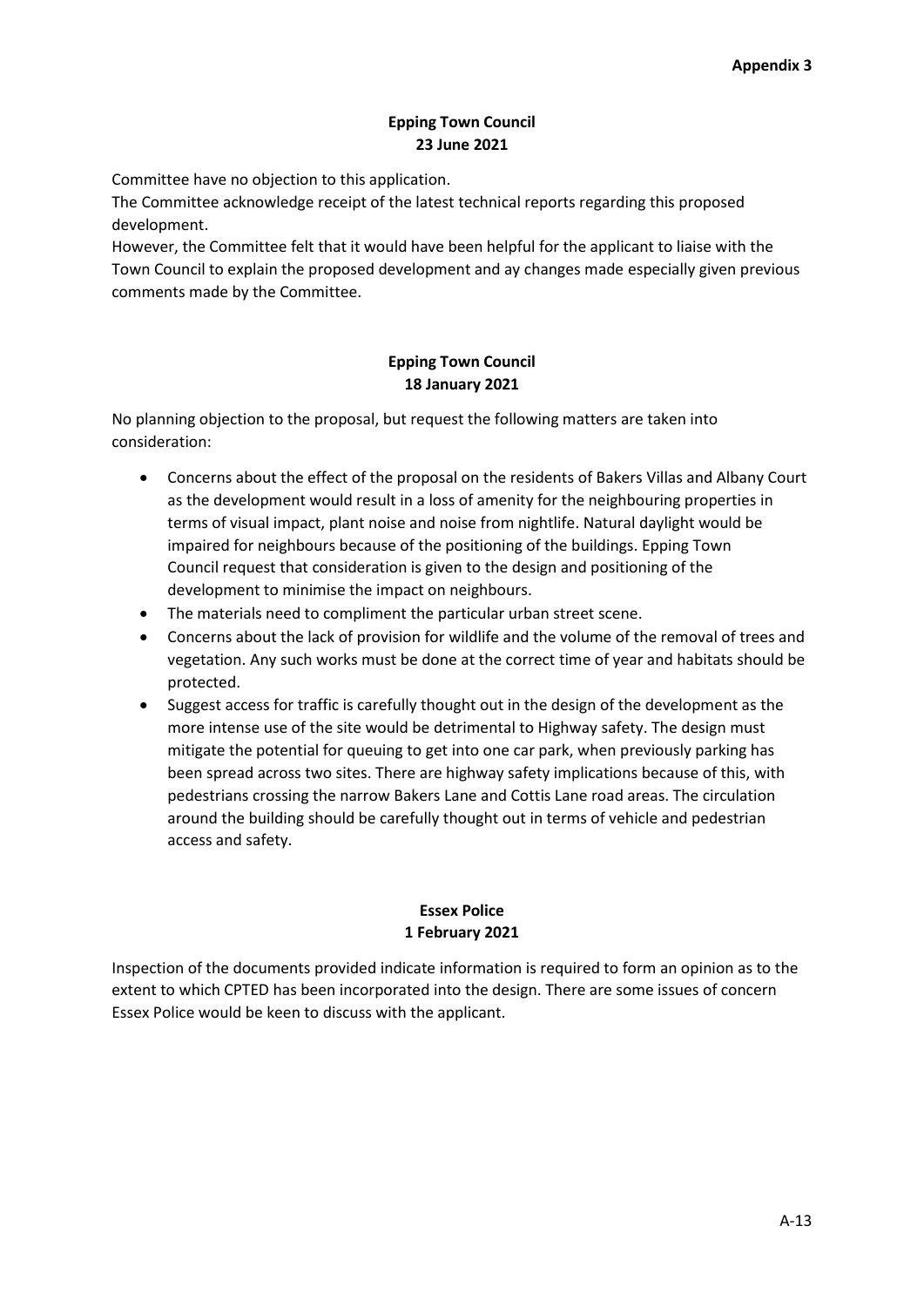**Appendix 3**

**Epping Town Council**
**23 June 2021**

Committee have no objection to this application.
The Committee acknowledge receipt of the latest technical reports regarding this proposed development.
However, the Committee felt that it would have been helpful for the applicant to liaise with the Town Council to explain the proposed development and ay changes made especially given previous comments made by the Committee.

**Epping Town Council**
**18 January 2021**

No planning objection to the proposal, but request the following matters are taken into consideration:

- Concerns about the effect of the proposal on the residents of Bakers Villas and Albany Court as the development would result in a loss of amenity for the neighbouring properties in terms of visual impact, plant noise and noise from nightlife. Natural daylight would be impaired for neighbours because of the positioning of the buildings. Epping Town Council request that consideration is given to the design and positioning of the development to minimise the impact on neighbours.
- The materials need to compliment the particular urban street scene.
- Concerns about the lack of provision for wildlife and the volume of the removal of trees and vegetation. Any such works must be done at the correct time of year and habitats should be protected.
- Suggest access for traffic is carefully thought out in the design of the development as the more intense use of the site would be detrimental to Highway safety. The design must mitigate the potential for queuing to get into one car park, when previously parking has been spread across two sites. There are highway safety implications because of this, with pedestrians crossing the narrow Bakers Lane and Cottis Lane road areas. The circulation around the building should be carefully thought out in terms of vehicle and pedestrian access and safety.

**Essex Police**
**1 February 2021**

Inspection of the documents provided indicate information is required to form an opinion as to the extent to which CPTED has been incorporated into the design. There are some issues of concern Essex Police would be keen to discuss with the applicant.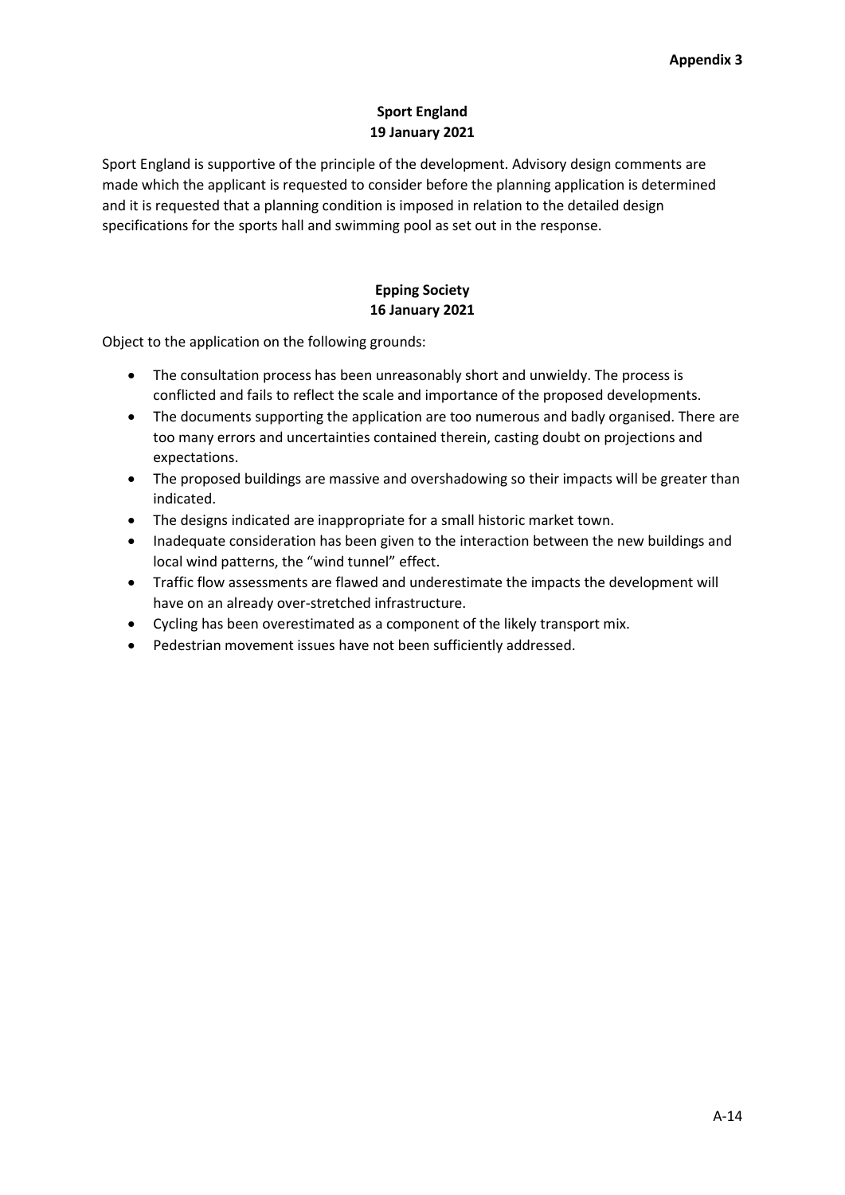**Appendix 3**

## Sport England
**19 January 2021**

Sport England is supportive of the principle of the development. Advisory design comments are made which the applicant is requested to consider before the planning application is determined and it is requested that a planning condition is imposed in relation to the detailed design specifications for the sports hall and swimming pool as set out in the response.

## Epping Society
**16 January 2021**

Object to the application on the following grounds:

- The consultation process has been unreasonably short and unwieldy. The process is conflicted and fails to reflect the scale and importance of the proposed developments.
- The documents supporting the application are too numerous and badly organised. There are too many errors and uncertainties contained therein, casting doubt on projections and expectations.
- The proposed buildings are massive and overshadowing so their impacts will be greater than indicated.
- The designs indicated are inappropriate for a small historic market town.
- Inadequate consideration has been given to the interaction between the new buildings and local wind patterns, the "wind tunnel" effect.
- Traffic flow assessments are flawed and underestimate the impacts the development will have on an already over-stretched infrastructure.
- Cycling has been overestimated as a component of the likely transport mix.
- Pedestrian movement issues have not been sufficiently addressed.